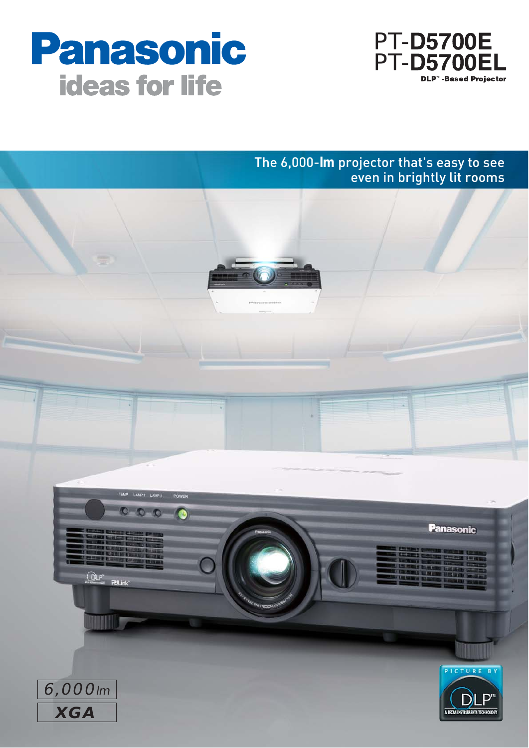# Panasonic

ideas for life

## PT-D5700E
## PT-D5700EL

DLP™-Based Projector

The 6,000-**lm** projector that's easy to see even in brightly lit rooms

6,000lm

**XGA**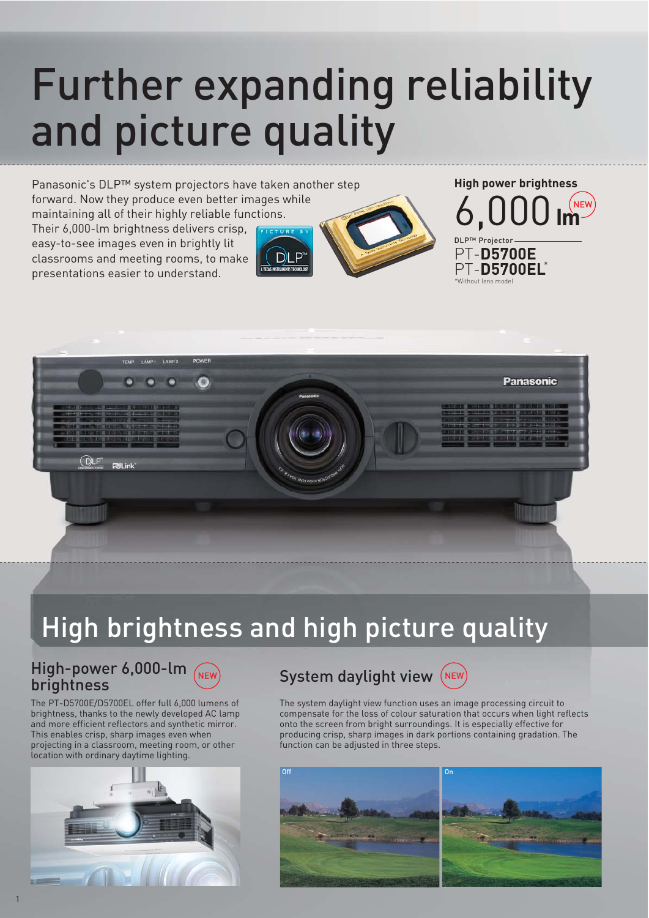# Further expanding reliability and picture quality

Panasonic's DLP™ system projectors have taken another step forward. Now they produce even better images while maintaining all of their highly reliable functions. Their 6,000-lm brightness delivers crisp, easy-to-see images even in brightly lit classrooms and meeting rooms, to make presentations easier to understand.

**High power brightness**

6,000 lm NEW

DLP™ Projector

PT-**D5700E**
PT-**D5700EL***

*Without lens model

## High brightness and high picture quality

### High-power 6,000-lm brightness NEW

The PT-D5700E/D5700EL offer full 6,000 lumens of brightness, thanks to the newly developed AC lamp and more efficient reflectors and synthetic mirror. This enables crisp, sharp images even when projecting in a classroom, meeting room, or other location with ordinary daytime lighting.

### System daylight view NEW

The system daylight view function uses an image processing circuit to compensate for the loss of colour saturation that occurs when light reflects onto the screen from bright surroundings. It is especially effective for producing crisp, sharp images in dark portions containing gradation. The function can be adjusted in three steps.

Off

On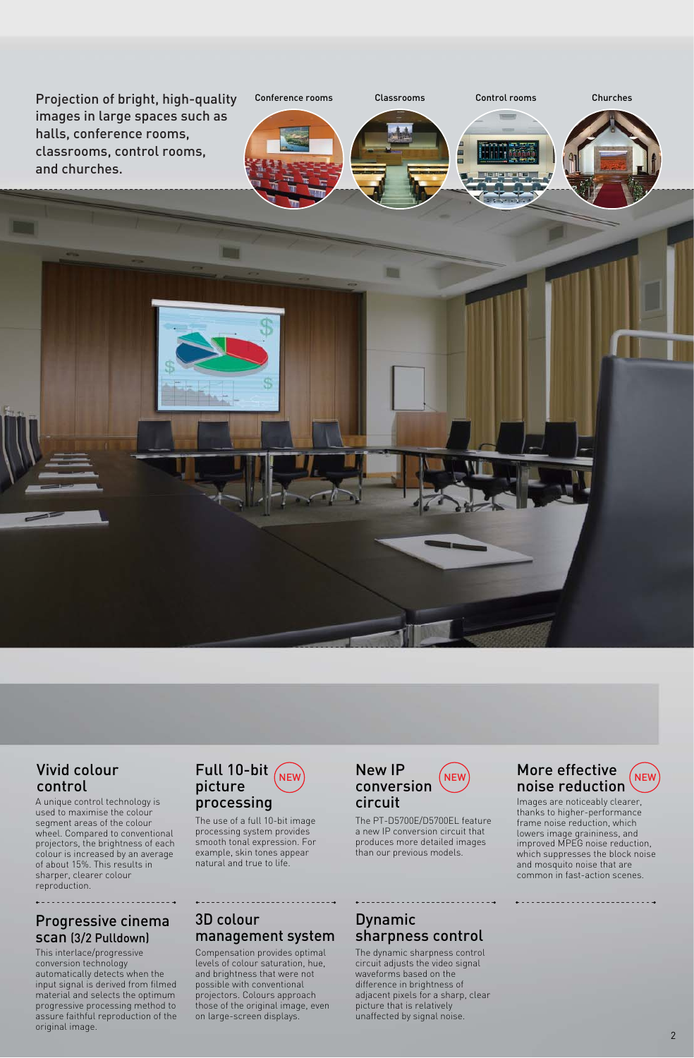Projection of bright, high-quality images in large spaces such as halls, conference rooms, classrooms, control rooms, and churches.

Conference rooms

Classrooms

Control rooms

Churches

## Vivid colour control

A unique control technology is used to maximise the colour segment areas of the colour wheel. Compared to conventional projectors, the brightness of each colour is increased by an average of about 15%. This results in sharper, clearer colour reproduction.

## Full 10-bit picture processing NEW

The use of a full 10-bit image processing system provides smooth tonal expression. For example, skin tones appear natural and true to life.

## New IP conversion circuit NEW

The PT-D5700E/D5700EL feature a new IP conversion circuit that produces more detailed images than our previous models.

## More effective noise reduction NEW

Images are noticeably clearer, thanks to higher-performance frame noise reduction, which lowers image graininess, and improved MPEG noise reduction, which suppresses the block noise and mosquito noise that are common in fast-action scenes.

## Progressive cinema scan (3/2 Pulldown)

This interlace/progressive conversion technology automatically detects when the input signal is derived from filmed material and selects the optimum progressive processing method to assure faithful reproduction of the original image.

## 3D colour management system

Compensation provides optimal levels of colour saturation, hue, and brightness that were not possible with conventional projectors. Colours approach those of the original image, even on large-screen displays.

## Dynamic sharpness control

The dynamic sharpness control circuit adjusts the video signal waveforms based on the difference in brightness of adjacent pixels for a sharp, clear picture that is relatively unaffected by signal noise.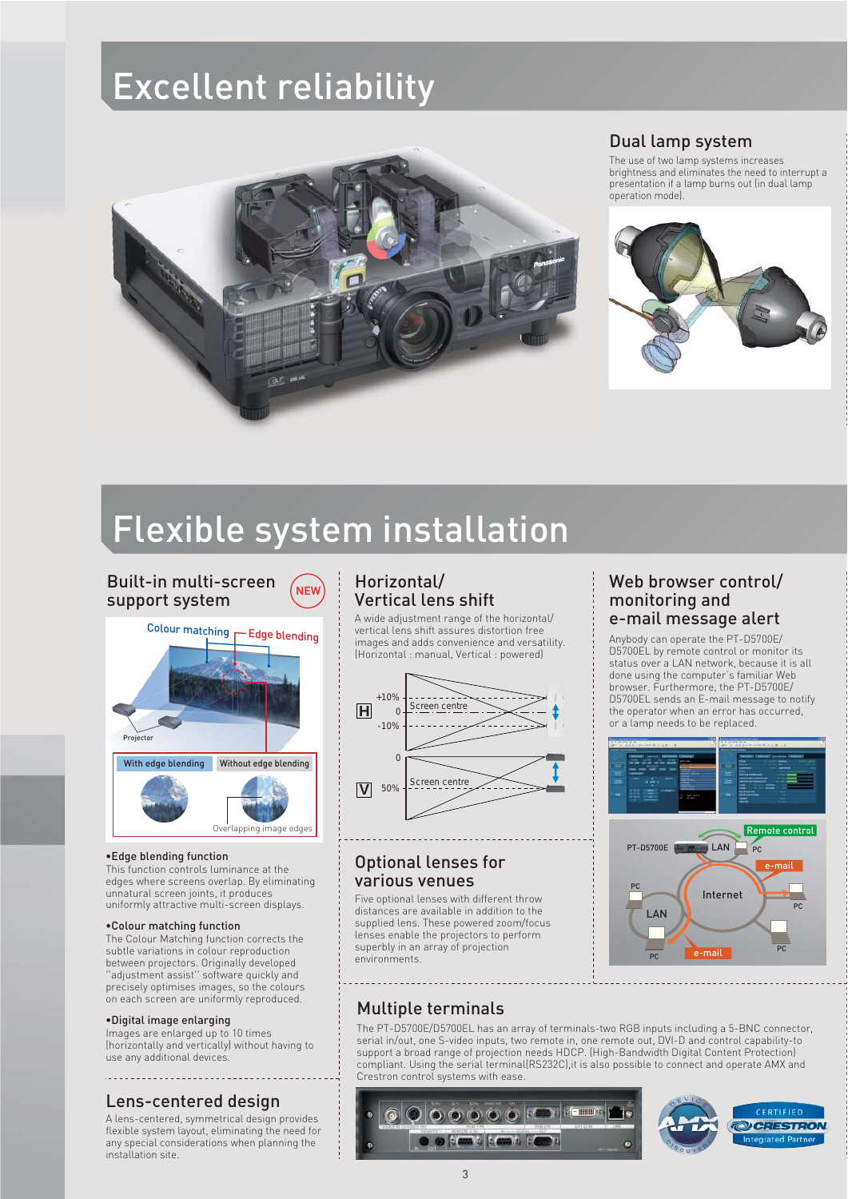# Excellent reliability

## Dual lamp system

The use of two lamp systems increases brightness and eliminates the need to interrupt a presentation if a lamp burns out (in dual lamp operation mode).

# Flexible system installation

## Built-in multi-screen support system NEW

Colour matching

Edge blending

Projector

With edge blending

Without edge blending

Overlapping image edges

**•Edge blending function**

This function controls luminance at the edges where screens overlap. By eliminating unnatural screen joints, it produces uniformly attractive multi-screen displays.

**•Colour matching function**

The Colour Matching function corrects the subtle variations in colour reproduction between projectors. Originally developed "adjustment assist" software quickly and precisely optimises images, so the colours on each screen are uniformly reproduced.

**•Digital image enlarging**

Images are enlarged up to 10 times (horizontally and vertically) without having to use any additional devices.

## Lens-centered design

A lens-centered, symmetrical design provides flexible system layout, eliminating the need for any special considerations when planning the installation site.

## Horizontal/ Vertical lens shift

A wide adjustment range of the horizontal/ vertical lens shift assures distortion free images and adds convenience and versatility. (Horizontal : manual, Vertical : powered)

H: +10% / 0 / -10% — Screen centre

V: 0 / 50% — Screen centre

## Optional lenses for various venues

Five optional lenses with different throw distances are available in addition to the supplied lens. These powered zoom/focus lenses enable the projectors to perform superbly in an array of projection environments.

## Web browser control/ monitoring and e-mail message alert

Anybody can operate the PT-D5700E/ D5700EL by remote control or monitor its status over a LAN network, because it is all done using the computer's familiar Web browser. Furthermore, the PT-D5700E/ D5700EL sends an E-mail message to notify the operator when an error has occurred, or a lamp needs to be replaced.

PT-D5700E, LAN, PC, Remote control, e-mail, Internet, LAN, PC, PC, PC, e-mail, PC

## Multiple terminals

The PT-D5700E/D5700EL has an array of terminals-two RGB inputs including a 5-BNC connector, serial in/out, one S-video inputs, two remote in, one remote out, DVI-D and control capability-to support a broad range of projection needs HDCP. (High-Bandwidth Digital Content Protection) compliant. Using the serial terminal(RS232C),it is also possible to connect and operate AMX and Crestron control systems with ease.

CERTIFIED CRESTRON Integrated Partner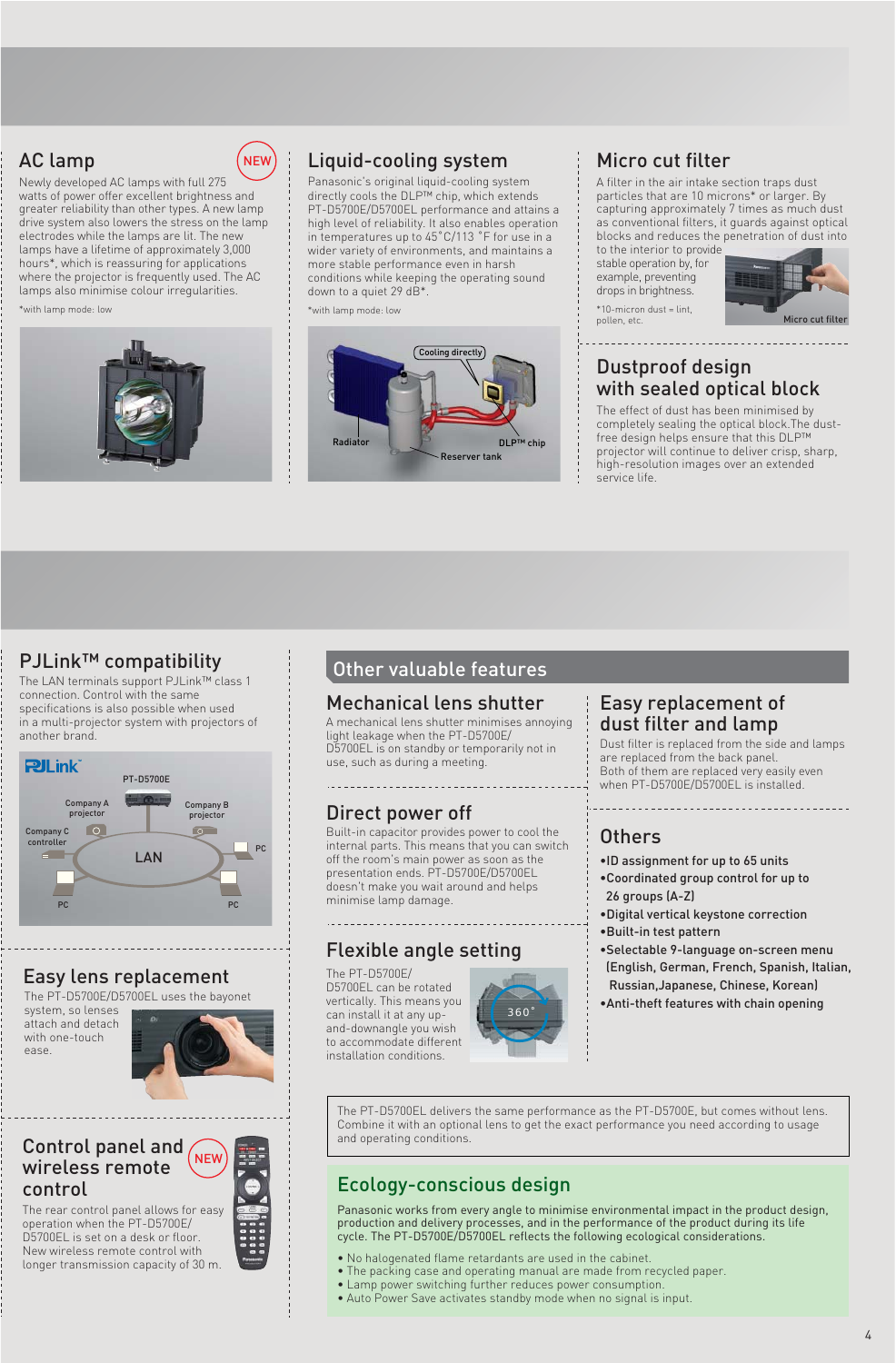## AC lamp

NEW

Newly developed AC lamps with full 275 watts of power offer excellent brightness and greater reliability than other types. A new lamp drive system also lowers the stress on the lamp electrodes while the lamps are lit. The new lamps have a lifetime of approximately 3,000 hours*, which is reassuring for applications where the projector is frequently used. The AC lamps also minimise colour irregularities.

*with lamp mode: low

## Liquid-cooling system

Panasonic's original liquid-cooling system directly cools the DLP™ chip, which extends PT-D5700E/D5700EL performance and attains a high level of reliability. It also enables operation in temperatures up to 45˚C/113 ˚F for use in a wider variety of environments, and maintains a more stable performance even in harsh conditions while keeping the operating sound down to a quiet 29 dB*.

*with lamp mode: low

Cooling directly

Radiator

DLP™ chip

Reserver tank

## Micro cut filter

A filter in the air intake section traps dust particles that are 10 microns* or larger. By capturing approximately 7 times as much dust as conventional filters, it guards against optical blocks and reduces the penetration of dust into to the interior to provide stable operation by, for example, preventing drops in brightness.

*10-micron dust = lint, pollen, etc.

Micro cut filter

## Dustproof design with sealed optical block

The effect of dust has been minimised by completely sealing the optical block.The dust-free design helps ensure that this DLP™ projector will continue to deliver crisp, sharp, high-resolution images over an extended service life.

## PJLink™ compatibility

The LAN terminals support PJLink™ class 1 connection. Control with the same specifications is also possible when used in a multi-projector system with projectors of another brand.

PJLink

PT-D5700E

Company A projector

Company B projector

Company C controller

LAN

PC

PC

PC

## Easy lens replacement

The PT-D5700E/D5700EL uses the bayonet system, so lenses attach and detach with one-touch ease.

## Control panel and wireless remote control

NEW

The rear control panel allows for easy operation when the PT-D5700E/D5700EL is set on a desk or floor. New wireless remote control with longer transmission capacity of 30 m.

## Other valuable features

### Mechanical lens shutter

A mechanical lens shutter minimises annoying light leakage when the PT-D5700E/D5700EL is on standby or temporarily not in use, such as during a meeting.

### Direct power off

Built-in capacitor provides power to cool the internal parts. This means that you can switch off the room's main power as soon as the presentation ends. PT-D5700E/D5700EL doesn't make you wait around and helps minimise lamp damage.

### Flexible angle setting

The PT-D5700E/D5700EL can be rotated vertically. This means you can install it at any up-and-downangle you wish to accommodate different installation conditions.

360°

### Easy replacement of dust filter and lamp

Dust filter is replaced from the side and lamps are replaced from the back panel.
Both of them are replaced very easily even when PT-D5700E/D5700EL is installed.

### Others

- **ID assignment for up to 65 units**
- **Coordinated group control for up to 26 groups (A-Z)**
- **Digital vertical keystone correction**
- **Built-in test pattern**
- **Selectable 9-language on-screen menu (English, German, French, Spanish, Italian, Russian,Japanese, Chinese, Korean)**
- **Anti-theft features with chain opening**

The PT-D5700EL delivers the same performance as the PT-D5700E, but comes without lens. Combine it with an optional lens to get the exact performance you need according to usage and operating conditions.

## Ecology-conscious design

Panasonic works from every angle to minimise environmental impact in the product design, production and delivery processes, and in the performance of the product during its life cycle. The PT-D5700E/D5700EL reflects the following ecological considerations.

- No halogenated flame retardants are used in the cabinet.
- The packing case and operating manual are made from recycled paper.
- Lamp power switching further reduces power consumption.
- Auto Power Save activates standby mode when no signal is input.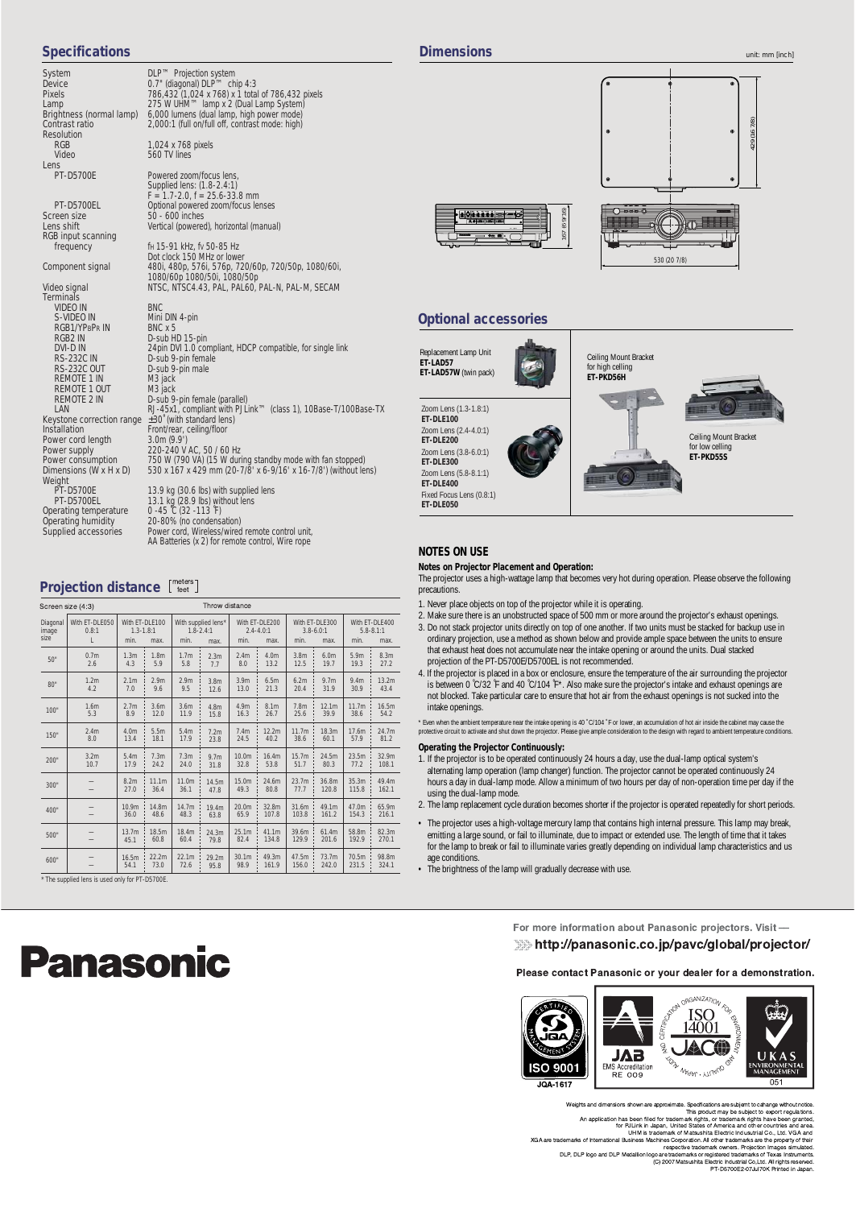## Specifications

| | |
|---|---|
| System | DLP™ Projection system |
| Device | 0.7" (diagonal) DLP™ chip 4:3 |
| Pixels | 786,432 (1,024 x 768) x 1 total of 786,432 pixels |
| Lamp | 275 W UHM™ lamp x 2 (Dual Lamp System) |
| Brightness (normal lamp) | 6,000 lumens (dual lamp, high power mode) |
| Contrast ratio | 2,000:1 (full on/full off, contrast mode: high) |
| Resolution | |
| RGB | 1,024 x 768 pixels |
| Video | 560 TV lines |
| Lens | |
| PT-D5700E | Powered zoom/focus lens, Supplied lens: (1.8-2.4:1) F = 1.7-2.0, f = 25.6-33.8 mm |
| PT-D5700EL | Optional powered zoom/focus lenses |
| Screen size | 50 - 600 inches |
| Lens shift | Vertical (powered), horizontal (manual) |
| RGB input scanning frequency | fH 15-91 kHz, fV 50-85 Hz Dot clock 150 MHz or lower |
| Component signal | 480i, 480p, 576i, 576p, 720/60p, 720/50p, 1080/60i, 1080/60p 1080/50i, 1080/50p |
| Video signal | NTSC, NTSC4.43, PAL, PAL60, PAL-N, PAL-M, SECAM |
| Terminals | |
| VIDEO IN | BNC |
| S-VIDEO IN | Mini DIN 4-pin |
| RGB1/YPBPR IN | BNC x 5 |
| RGB2 IN | D-sub HD 15-pin |
| DVI-D IN | 24pin DVI 1.0 compliant, HDCP compatible, for single link |
| RS-232C IN | D-sub 9-pin female |
| RS-232C OUT | D-sub 9-pin male |
| REMOTE 1 IN | M3 jack |
| REMOTE 1 OUT | M3 jack |
| REMOTE 2 IN | D-sub 9-pin female (parallel) |
| LAN | RJ-45x1, compliant with PJ Link™ (class 1), 10Base-T/100Base-TX |
| Keystone correction range | ±30° (with standard lens) |
| Installation | Front/rear, ceiling/floor |
| Power cord length | 3.0m (9.9') |
| Power supply | 220-240 V AC, 50 / 60 Hz |
| Power consumption | 750 W (790 VA) (15 W during standby mode with fan stopped) |
| Dimensions (W x H x D) | 530 x 167 x 429 mm (20-7/8' x 6-9/16' x 16-7/8') (without lens) |
| Weight | |
| PT-D5700E | 13.9 kg (30.6 lbs) with supplied lens |
| PT-D5700EL | 13.1 kg (28.9 lbs) without lens |
| Operating temperature | 0 -45 °C (32 -113 °F) |
| Operating humidity | 20-80% (no condensation) |
| Supplied accessories | Power cord, Wireless/wired remote control unit, AA Batteries (x 2) for remote control, Wire rope |

## Projection distance [meters / feet]

| Screen size (4:3) | Throw distance | | | | | | | | | | | |
|---|---|---|---|---|---|---|---|---|---|---|---|---|
| Diagonal image size | With ET-DLE050 0.8:1 | With ET-DLE100 1.3-1.8:1 | | With supplied lens* 1.8-2.4:1 | | With ET-DLE200 2.4-4.0:1 | | With ET-DLE300 3.8-6.0:1 | | With ET-DLE400 5.8-8.1:1 | |
| | L | min. | max. | min. | max. | min. | max. | min. | max. | min. | max. |
| 50" | 0.7m 2.6 | 1.3m 4.3 | 1.8m 5.9 | 1.7m 5.8 | 2.3m 7.7 | 2.4m 8.0 | 4.0m 13.2 | 3.8m 12.5 | 6.0m 19.7 | 5.9m 19.3 | 8.3m 27.2 |
| 80" | 1.2m 4.2 | 2.1m 7.0 | 2.9m 9.6 | 2.9m 9.5 | 3.8m 12.6 | 3.9m 13.0 | 6.5m 21.3 | 6.2m 20.4 | 9.7m 31.9 | 9.4m 30.9 | 13.2m 43.4 |
| 100" | 1.6m 5.3 | 2.7m 8.9 | 3.6m 12.0 | 3.6m 11.9 | 4.8m 15.8 | 4.9m 16.3 | 8.1m 26.7 | 7.8m 25.6 | 12.1m 39.9 | 11.7m 38.6 | 16.5m 54.2 |
| 150" | 2.4m 8.0 | 4.0m 13.4 | 5.5m 18.1 | 5.4m 17.9 | 7.2m 23.8 | 7.4m 24.5 | 12.2m 40.2 | 11.7m 38.6 | 18.3m 60.1 | 17.6m 57.9 | 24.7m 81.2 |
| 200" | 3.2m 10.7 | 5.4m 17.9 | 7.3m 24.2 | 7.3m 24.0 | 9.7m 31.8 | 10.0m 32.8 | 16.4m 53.8 | 15.7m 51.7 | 24.5m 80.3 | 23.5m 77.2 | 32.9m 108.1 |
| 300" | – | 8.2m 27.0 | 11.1m 36.4 | 11.0m 36.1 | 14.5m 47.8 | 15.0m 49.3 | 24.6m 80.8 | 23.7m 77.7 | 36.8m 120.8 | 35.3m 115.8 | 49.4m 162.1 |
| 400" | – | 10.9m 36.0 | 14.8m 48.6 | 14.7m 48.3 | 19.4m 63.8 | 20.0m 65.9 | 32.8m 107.8 | 31.6m 103.8 | 49.1m 161.2 | 47.0m 154.3 | 65.9m 216.1 |
| 500" | – | 13.7m 45.1 | 18.5m 60.8 | 18.4m 60.4 | 24.3m 79.8 | 25.1m 82.4 | 41.1m 134.8 | 39.6m 129.9 | 61.4m 201.6 | 58.8m 192.9 | 82.3m 270.1 |
| 600" | – | 16.5m 54.1 | 22.2m 73.0 | 22.1m 72.6 | 29.2m 95.8 | 30.1m 98.9 | 49.3m 161.9 | 47.5m 156.0 | 73.7m 242.0 | 70.5m 231.5 | 98.8m 324.1 |

\* The supplied lens is used only for PT-D5700E.

## Dimensions

unit: mm [inch]

429 (16 7/8)

167 (6 9/16)

530 (20 7/8)

## Optional accessories

Replacement Lamp Unit
**ET-LAD57**
**ET-LAD57W** (twin pack)

Ceiling Mount Bracket for high ceiling
**ET-PKD56H**

Zoom Lens (1.3-1.8:1)
**ET-DLE100**

Zoom Lens (2.4-4.0:1)
**ET-DLE200**

Zoom Lens (3.8-6.0:1)
**ET-DLE300**

Zoom Lens (5.8-8.1:1)
**ET-DLE400**

Fixed Focus Lens (0.8:1)
**ET-DLE050**

Ceiling Mount Bracket for low ceiling
**ET-PKD55S**

## NOTES ON USE

**Notes on Projector Placement and Operation:**

The projector uses a high-wattage lamp that becomes very hot during operation. Please observe the following precautions.

1. Never place objects on top of the projector while it is operating.
2. Make sure there is an unobstructed space of 500 mm or more around the projector's exhaust openings.
3. Do not stack projector units directly on top of one another. If two units must be stacked for backup use in ordinary projection, use a method as shown below and provide ample space between the units to ensure that exhaust heat does not accumulate near the intake opening or around the units. Dual stacked projection of the PT-D5700E/D5700EL is not recommended.
4. If the projector is placed in a box or enclosure, ensure the temperature of the air surrounding the projector is between 0 °C/32 °F and 40 °C/104 °F*. Also make sure the projector's intake and exhaust openings are not blocked. Take particular care to ensure that hot air from the exhaust openings is not sucked into the intake openings.

\* Even when the ambient temperature near the intake opening is 40 °C/104 °F or lower, an accumulation of hot air inside the cabinet may cause the protective circuit to activate and shut down the projector. Please give ample consideration to the design with regard to ambient temperature conditions.

**Operating the Projector Continuously:**

1. If the projector is to be operated continuously 24 hours a day, use the dual-lamp optical system's alternating lamp operation (lamp changer) function. The projector cannot be operated continuously 24 hours a day in dual-lamp mode. Allow a minimum of two hours per day of non-operation time per day if the using the dual-lamp mode.
2. The lamp replacement cycle duration becomes shorter if the projector is operated repeatedly for short periods.

- The projector uses a high-voltage mercury lamp that contains high internal pressure. This lamp may break, emitting a large sound, or fail to illuminate, due to impact or extended use. The length of time that it takes for the lamp to break or fail to illuminate varies greatly depending on individual lamp characteristics and us age conditions.
- The brightness of the lamp will gradually decrease with use.

# Panasonic

For more information about Panasonic projectors. Visit —
http://panasonic.co.jp/pavc/global/projector/

Please contact Panasonic or your dealer for a demonstration.

ISO 9001 JQA-1617 · JAB EMS Accreditation RE 009 · ISO 14001 JACO · UKAS Environmental Management 051

Weights and dimensions shown are approximate. Specifications are subject to change without notice.
This product may be subject to export regulations.
An application has been filed for trademark rights, or trademark rights have been granted, for PJLink in Japan, United States of America and other countries and area.
UHM is trademark of Matsushita Electric Industrial Co., Ltd. VGA and XGA are trademarks of International Business Machines Corporation. All other trademarks are the property of their respective trademark owners. Projection images simulated.
DLP, DLP logo and DLP Medallion logo are trademarks or registered trademarks of Texas Instruments.
(C) 2007 Matsushita Electric Industrial Co.,Ltd. All rights reserved.
PT-D5700E2-07Jul70K Printed in Japan.